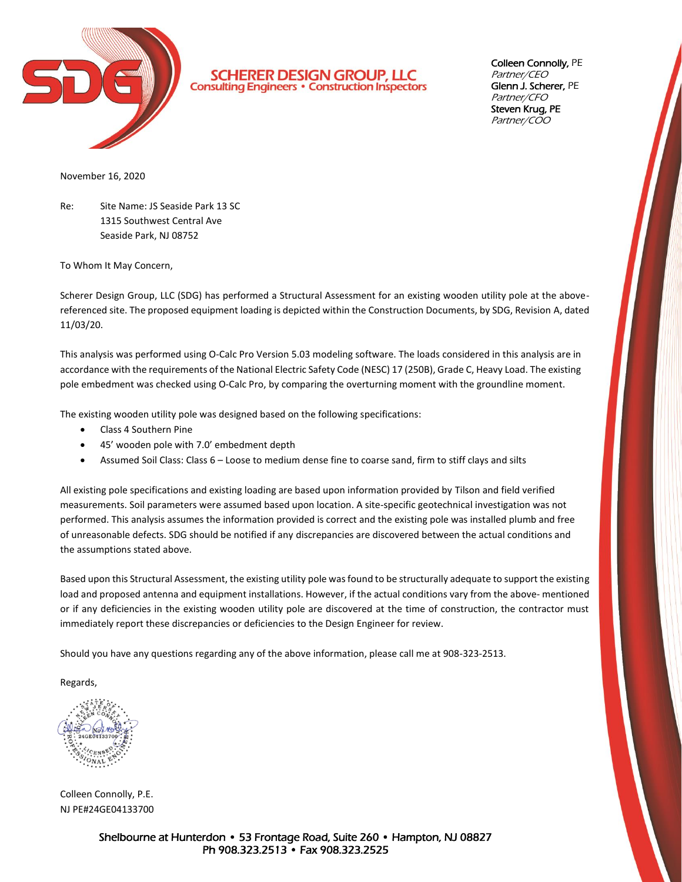# SCHERER DESIGN GROUP, LLC

Consulting Engineers • Construction Inspectors

**Colleen Connolly**, PE
*Partner/CEO*
**Glenn J. Scherer**, PE
*Partner/CFO*
**Steven Krug, PE**
*Partner/COO*

November 16, 2020

Re: Site Name: JS Seaside Park 13 SC
1315 Southwest Central Ave
Seaside Park, NJ 08752

To Whom It May Concern,

Scherer Design Group, LLC (SDG) has performed a Structural Assessment for an existing wooden utility pole at the above-referenced site. The proposed equipment loading is depicted within the Construction Documents, by SDG, Revision A, dated 11/03/20.

This analysis was performed using O-Calc Pro Version 5.03 modeling software. The loads considered in this analysis are in accordance with the requirements of the National Electric Safety Code (NESC) 17 (250B), Grade C, Heavy Load. The existing pole embedment was checked using O-Calc Pro, by comparing the overturning moment with the groundline moment.

The existing wooden utility pole was designed based on the following specifications:

- Class 4 Southern Pine
- 45' wooden pole with 7.0' embedment depth
- Assumed Soil Class: Class 6 – Loose to medium dense fine to coarse sand, firm to stiff clays and silts

All existing pole specifications and existing loading are based upon information provided by Tilson and field verified measurements. Soil parameters were assumed based upon location. A site-specific geotechnical investigation was not performed. This analysis assumes the information provided is correct and the existing pole was installed plumb and free of unreasonable defects. SDG should be notified if any discrepancies are discovered between the actual conditions and the assumptions stated above.

Based upon this Structural Assessment, the existing utility pole was found to be structurally adequate to support the existing load and proposed antenna and equipment installations. However, if the actual conditions vary from the above- mentioned or if any deficiencies in the existing wooden utility pole are discovered at the time of construction, the contractor must immediately report these discrepancies or deficiencies to the Design Engineer for review.

Should you have any questions regarding any of the above information, please call me at 908-323-2513.

Regards,

Colleen Connolly, P.E.
NJ PE#24GE04133700

Shelbourne at Hunterdon • 53 Frontage Road, Suite 260 • Hampton, NJ 08827
Ph 908.323.2513 • Fax 908.323.2525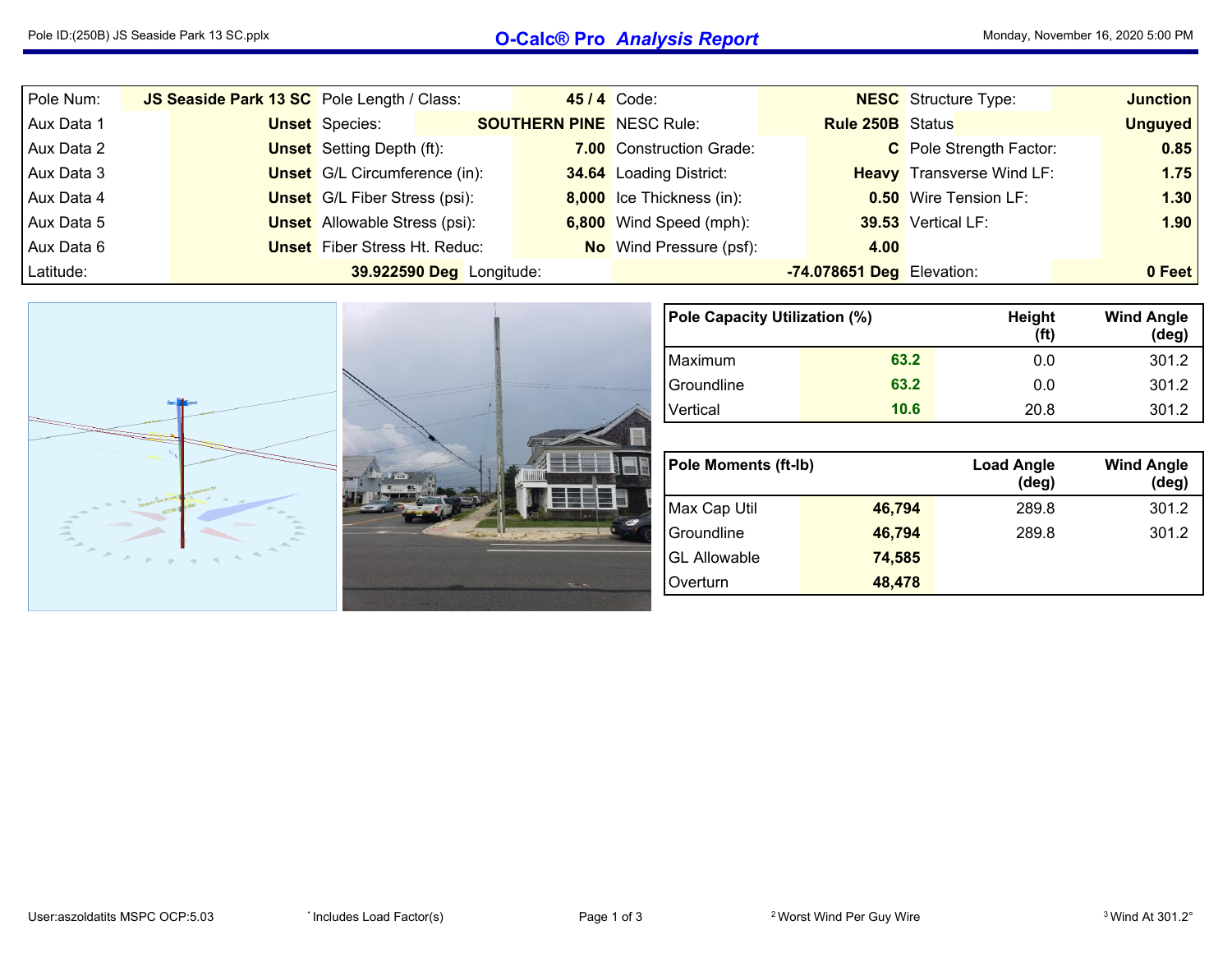# O-Calc® Pro *Analysis Report*

Pole ID:(250B) JS Seaside Park 13 SC.pplx

Monday, November 16, 2020 5:00 PM

| | | | | | | | |
|---|---|---|---|---|---|---|---|
| Pole Num: | JS Seaside Park 13 SC | Pole Length / Class: | 45 / 4 | Code: | NESC | Structure Type: | Junction |
| Aux Data 1 | Unset | Species: | SOUTHERN PINE | NESC Rule: | Rule 250B | Status | Unguyed |
| Aux Data 2 | Unset | Setting Depth (ft): | 7.00 | Construction Grade: | C | Pole Strength Factor: | 0.85 |
| Aux Data 3 | Unset | G/L Circumference (in): | 34.64 | Loading District: | Heavy | Transverse Wind LF: | 1.75 |
| Aux Data 4 | Unset | G/L Fiber Stress (psi): | 8,000 | Ice Thickness (in): | 0.50 | Wire Tension LF: | 1.30 |
| Aux Data 5 | Unset | Allowable Stress (psi): | 6,800 | Wind Speed (mph): | 39.53 | Vertical LF: | 1.90 |
| Aux Data 6 | Unset | Fiber Stress Ht. Reduc: | No | Wind Pressure (psf): | 4.00 | | |
| Latitude: | 39.922590 Deg | Longitude: | -74.078651 Deg | | | Elevation: | 0 Feet |

| Pole Capacity Utilization (%) | | Height (ft) | Wind Angle (deg) |
|---|---|---|---|
| Maximum | 63.2 | 0.0 | 301.2 |
| Groundline | 63.2 | 0.0 | 301.2 |
| Vertical | 10.6 | 20.8 | 301.2 |

| Pole Moments (ft-lb) | | Load Angle (deg) | Wind Angle (deg) |
|---|---|---|---|
| Max Cap Util | 46,794 | 289.8 | 301.2 |
| Groundline | 46,794 | 289.8 | 301.2 |
| GL Allowable | 74,585 | | |
| Overturn | 48,478 | | |

User:aszoldatits MSPC OCP:5.03

* Includes Load Factor(s)

[2] Worst Wind Per Guy Wire

[3] Wind At 301.2°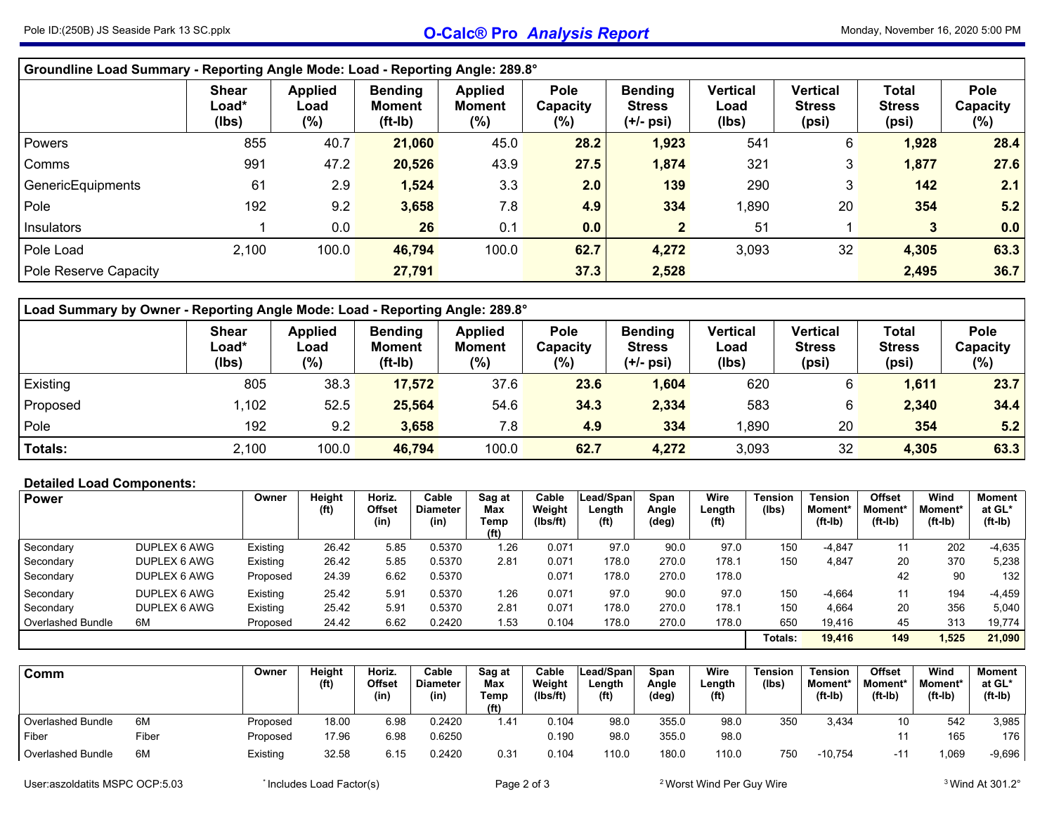| Groundline Load Summary - Reporting Angle Mode: Load - Reporting Angle: 289.8° | Shear Load* (lbs) | Applied Load (%) | Bending Moment (ft-lb) | Applied Moment (%) | Pole Capacity (%) | Bending Stress (+/- psi) | Vertical Load (lbs) | Vertical Stress (psi) | Total Stress (psi) | Pole Capacity (%) |
|---|---|---|---|---|---|---|---|---|---|---|
| Powers | 855 | 40.7 | **21,060** | 45.0 | **28.2** | **1,923** | 541 | 6 | **1,928** | **28.4** |
| Comms | 991 | 47.2 | **20,526** | 43.9 | **27.5** | **1,874** | 321 | 3 | **1,877** | **27.6** |
| GenericEquipments | 61 | 2.9 | **1,524** | 3.3 | **2.0** | **139** | 290 | 3 | **142** | **2.1** |
| Pole | 192 | 9.2 | **3,658** | 7.8 | **4.9** | **334** | 1,890 | 20 | **354** | **5.2** |
| Insulators | 1 | 0.0 | **26** | 0.1 | **0.0** | **2** | 51 | 1 | **3** | **0.0** |
| Pole Load | 2,100 | 100.0 | **46,794** | 100.0 | **62.7** | **4,272** | 3,093 | 32 | **4,305** | **63.3** |
| Pole Reserve Capacity | | | **27,791** | | **37.3** | **2,528** | | | **2,495** | **36.7** |

| Load Summary by Owner - Reporting Angle Mode: Load - Reporting Angle: 289.8° | Shear Load* (lbs) | Applied Load (%) | Bending Moment (ft-lb) | Applied Moment (%) | Pole Capacity (%) | Bending Stress (+/- psi) | Vertical Load (lbs) | Vertical Stress (psi) | Total Stress (psi) | Pole Capacity (%) |
|---|---|---|---|---|---|---|---|---|---|---|
| Existing | 805 | 38.3 | **17,572** | 37.6 | **23.6** | **1,604** | 620 | 6 | **1,611** | **23.7** |
| Proposed | 1,102 | 52.5 | **25,564** | 54.6 | **34.3** | **2,334** | 583 | 6 | **2,340** | **34.4** |
| Pole | 192 | 9.2 | **3,658** | 7.8 | **4.9** | **334** | 1,890 | 20 | **354** | **5.2** |
| **Totals:** | 2,100 | 100.0 | **46,794** | 100.0 | **62.7** | **4,272** | 3,093 | 32 | **4,305** | **63.3** |

**Detailed Load Components:**

| Power | | Owner | Height (ft) | Horiz. Offset (in) | Cable Diameter (in) | Sag at Max Temp (ft) | Cable Weight (lbs/ft) | Lead/Span Length (ft) | Span Angle (deg) | Wire Length (ft) | Tension (lbs) | Tension Moment* (ft-lb) | Offset Moment* (ft-lb) | Wind Moment* (ft-lb) | Moment at GL* (ft-lb) |
|---|---|---|---|---|---|---|---|---|---|---|---|---|---|---|---|
| Secondary | DUPLEX 6 AWG | Existing | 26.42 | 5.85 | 0.5370 | 1.26 | 0.071 | 97.0 | 90.0 | 97.0 | 150 | -4,847 | 11 | 202 | -4,635 |
| Secondary | DUPLEX 6 AWG | Existing | 26.42 | 5.85 | 0.5370 | 2.81 | 0.071 | 178.0 | 270.0 | 178.1 | 150 | 4,847 | 20 | 370 | 5,238 |
| Secondary | DUPLEX 6 AWG | Proposed | 24.39 | 6.62 | 0.5370 | | 0.071 | 178.0 | 270.0 | 178.0 | | | 42 | 90 | 132 |
| Secondary | DUPLEX 6 AWG | Existing | 25.42 | 5.91 | 0.5370 | 1.26 | 0.071 | 97.0 | 90.0 | 97.0 | 150 | -4,664 | 11 | 194 | -4,459 |
| Secondary | DUPLEX 6 AWG | Existing | 25.42 | 5.91 | 0.5370 | 2.81 | 0.071 | 178.0 | 270.0 | 178.1 | 150 | 4,664 | 20 | 356 | 5,040 |
| Overlashed Bundle | 6M | Proposed | 24.42 | 6.62 | 0.2420 | 1.53 | 0.104 | 178.0 | 270.0 | 178.0 | 650 | 19,416 | 45 | 313 | 19,774 |
| | | | | | | | | | | | **Totals:** | **19,416** | **149** | **1,525** | **21,090** |

| Comm | | Owner | Height (ft) | Horiz. Offset (in) | Cable Diameter (in) | Sag at Max Temp (ft) | Cable Weight (lbs/ft) | Lead/Span Length (ft) | Span Angle (deg) | Wire Length (ft) | Tension (lbs) | Tension Moment* (ft-lb) | Offset Moment* (ft-lb) | Wind Moment* (ft-lb) | Moment at GL* (ft-lb) |
|---|---|---|---|---|---|---|---|---|---|---|---|---|---|---|---|
| Overlashed Bundle | 6M | Proposed | 18.00 | 6.98 | 0.2420 | 1.41 | 0.104 | 98.0 | 355.0 | 98.0 | 350 | 3,434 | 10 | 542 | 3,985 |
| Fiber | Fiber | Proposed | 17.96 | 6.98 | 0.6250 | | 0.190 | 98.0 | 355.0 | 98.0 | | | 11 | 165 | 176 |
| Overlashed Bundle | 6M | Existing | 32.58 | 6.15 | 0.2420 | 0.31 | 0.104 | 110.0 | 180.0 | 110.0 | 750 | -10,754 | -11 | 1,069 | -9,696 |

User:aszoldatits MSPC OCP:5.03

* Includes Load Factor(s)

[2] Worst Wind Per Guy Wire

[3] Wind At 301.2°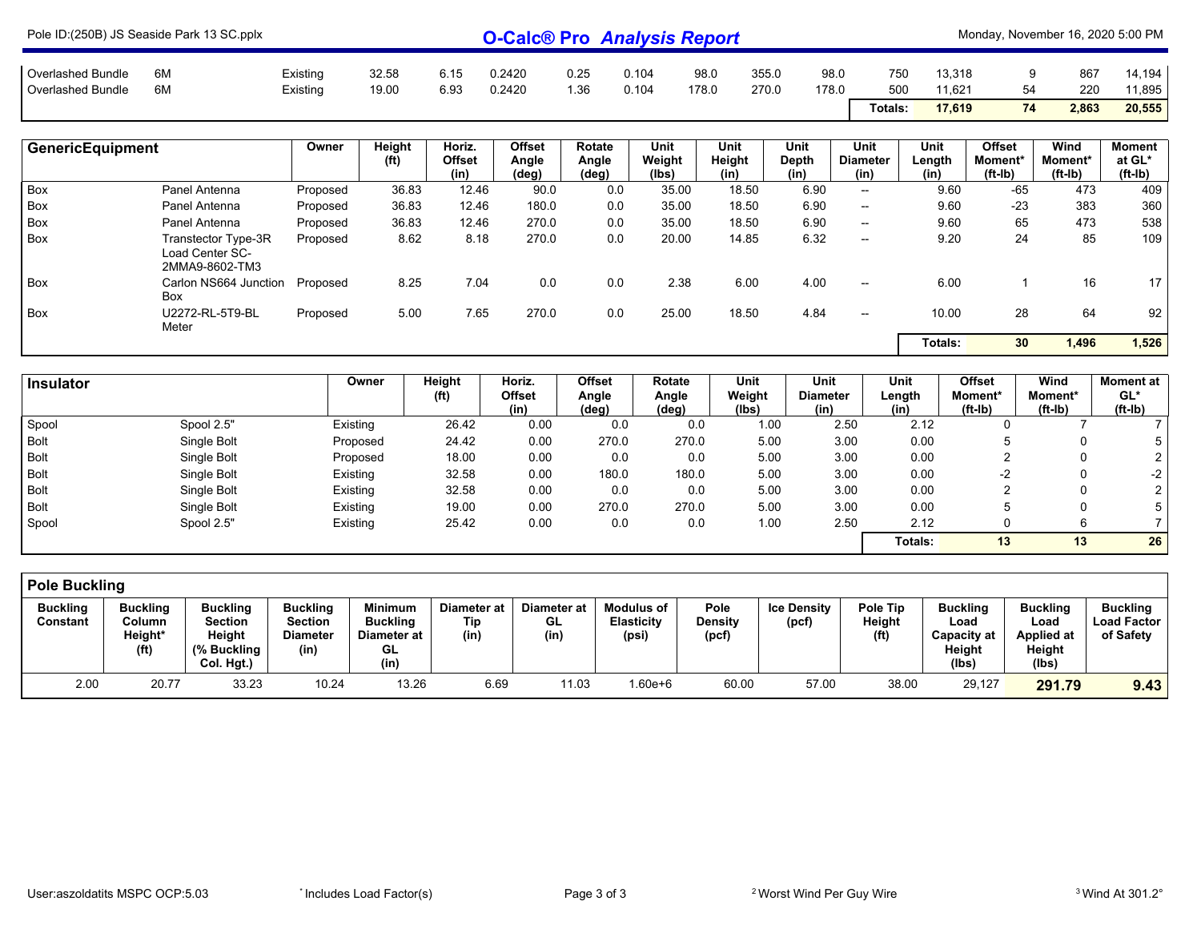| | | | | | | | | | | | | | | | |
|---|---|---|---|---|---|---|---|---|---|---|---|---|---|---|---|
| Overlashed Bundle | 6M | Existing | 32.58 | 6.15 | 0.2420 | 0.25 | 0.104 | 98.0 | 355.0 | 98.0 | 750 | 13,318 | 9 | 867 | 14,194 |
| Overlashed Bundle | 6M | Existing | 19.00 | 6.93 | 0.2420 | 1.36 | 0.104 | 178.0 | 270.0 | 178.0 | 500 | 11,621 | 54 | 220 | 11,895 |
| | | | | | | | | | | | Totals: | 17,619 | 74 | 2,863 | 20,555 |

| GenericEquipment | | Owner | Height (ft) | Horiz. Offset (in) | Offset Angle (deg) | Rotate Angle (deg) | Unit Weight (lbs) | Unit Height (in) | Unit Depth (in) | Unit Diameter (in) | Unit Length (in) | Offset Moment* (ft-lb) | Wind Moment* (ft-lb) | Moment at GL* (ft-lb) |
|---|---|---|---|---|---|---|---|---|---|---|---|---|---|---|
| Box | Panel Antenna | Proposed | 36.83 | 12.46 | 90.0 | 0.0 | 35.00 | 18.50 | 6.90 | -- | 9.60 | -65 | 473 | 409 |
| Box | Panel Antenna | Proposed | 36.83 | 12.46 | 180.0 | 0.0 | 35.00 | 18.50 | 6.90 | -- | 9.60 | -23 | 383 | 360 |
| Box | Panel Antenna | Proposed | 36.83 | 12.46 | 270.0 | 0.0 | 35.00 | 18.50 | 6.90 | -- | 9.60 | 65 | 473 | 538 |
| Box | Transtector Type-3R Load Center SC-2MMA9-8602-TM3 | Proposed | 8.62 | 8.18 | 270.0 | 0.0 | 20.00 | 14.85 | 6.32 | -- | 9.20 | 24 | 85 | 109 |
| Box | Carlon NS664 Junction Box | Proposed | 8.25 | 7.04 | 0.0 | 0.0 | 2.38 | 6.00 | 4.00 | -- | 6.00 | 1 | 16 | 17 |
| Box | U2272-RL-5T9-BL Meter | Proposed | 5.00 | 7.65 | 270.0 | 0.0 | 25.00 | 18.50 | 4.84 | -- | 10.00 | 28 | 64 | 92 |
| | | | | | | | | | | | Totals: | 30 | 1,496 | 1,526 |

| Insulator | | Owner | Height (ft) | Horiz. Offset (in) | Offset Angle (deg) | Rotate Angle (deg) | Unit Weight (lbs) | Unit Diameter (in) | Unit Length (in) | Offset Moment* (ft-lb) | Wind Moment* (ft-lb) | Moment at GL* (ft-lb) |
|---|---|---|---|---|---|---|---|---|---|---|---|---|
| Spool | Spool 2.5" | Existing | 26.42 | 0.00 | 0.0 | 0.0 | 1.00 | 2.50 | 2.12 | 0 | 7 | 7 |
| Bolt | Single Bolt | Proposed | 24.42 | 0.00 | 270.0 | 270.0 | 5.00 | 3.00 | 0.00 | 5 | 0 | 5 |
| Bolt | Single Bolt | Proposed | 18.00 | 0.00 | 0.0 | 0.0 | 5.00 | 3.00 | 0.00 | 2 | 0 | 2 |
| Bolt | Single Bolt | Existing | 32.58 | 0.00 | 180.0 | 180.0 | 5.00 | 3.00 | 0.00 | -2 | 0 | -2 |
| Bolt | Single Bolt | Existing | 32.58 | 0.00 | 0.0 | 0.0 | 5.00 | 3.00 | 0.00 | 2 | 0 | 2 |
| Bolt | Single Bolt | Existing | 19.00 | 0.00 | 270.0 | 270.0 | 5.00 | 3.00 | 0.00 | 5 | 0 | 5 |
| Spool | Spool 2.5" | Existing | 25.42 | 0.00 | 0.0 | 0.0 | 1.00 | 2.50 | 2.12 | 0 | 6 | 7 |
| | | | | | | | | | Totals: | 13 | 13 | 26 |

**Pole Buckling**

| Buckling Constant | Buckling Column Height* (ft) | Buckling Section Height (% Buckling Col. Hgt.) | Buckling Section Diameter (in) | Minimum Buckling Diameter at GL (in) | Diameter at Tip (in) | Diameter at GL (in) | Modulus of Elasticity (psi) | Pole Density (pcf) | Ice Density (pcf) | Pole Tip Height (ft) | Buckling Load Capacity at Height (lbs) | Buckling Load Applied at Height (lbs) | Buckling Load Factor of Safety |
|---|---|---|---|---|---|---|---|---|---|---|---|---|---|
| 2.00 | 20.77 | 33.23 | 10.24 | 13.26 | 6.69 | 11.03 | 1.60e+6 | 60.00 | 57.00 | 38.00 | 29,127 | 291.79 | 9.43 |

User:aszoldatits MSPC OCP:5.03 | * Includes Load Factor(s) | [2] Worst Wind Per Guy Wire | [3] Wind At 301.2°